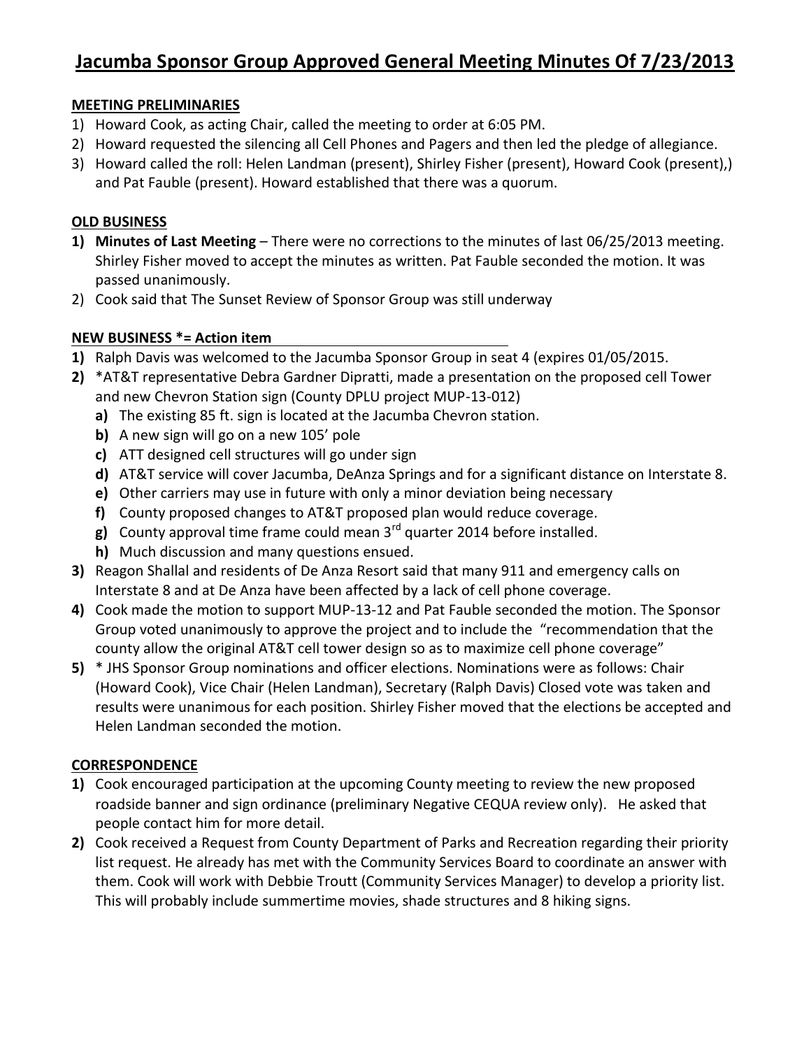# Jacumba Sponsor Group Approved General Meeting Minutes Of 7/23/2013

## MEETING PRELIMINARIES

1) Howard Cook, as acting Chair, called the meeting to order at 6:05 PM.
2) Howard requested the silencing all Cell Phones and Pagers and then led the pledge of allegiance.
3) Howard called the roll: Helen Landman (present), Shirley Fisher (present), Howard Cook (present),) and Pat Fauble (present). Howard established that there was a quorum.

## OLD BUSINESS

1) **Minutes of Last Meeting** – There were no corrections to the minutes of last 06/25/2013 meeting. Shirley Fisher moved to accept the minutes as written. Pat Fauble seconded the motion. It was passed unanimously.
2) Cook said that The Sunset Review of Sponsor Group was still underway

## NEW BUSINESS *= Action item

1) Ralph Davis was welcomed to the Jacumba Sponsor Group in seat 4 (expires 01/05/2015.
2) *AT&T representative Debra Gardner Dipratti, made a presentation on the proposed cell Tower and new Chevron Station sign (County DPLU project MUP-13-012)
   a) The existing 85 ft. sign is located at the Jacumba Chevron station.
   b) A new sign will go on a new 105' pole
   c) ATT designed cell structures will go under sign
   d) AT&T service will cover Jacumba, DeAnza Springs and for a significant distance on Interstate 8.
   e) Other carriers may use in future with only a minor deviation being necessary
   f) County proposed changes to AT&T proposed plan would reduce coverage.
   g) County approval time frame could mean 3rd quarter 2014 before installed.
   h) Much discussion and many questions ensued.
3) Reagon Shallal and residents of De Anza Resort said that many 911 and emergency calls on Interstate 8 and at De Anza have been affected by a lack of cell phone coverage.
4) Cook made the motion to support MUP-13-12 and Pat Fauble seconded the motion. The Sponsor Group voted unanimously to approve the project and to include the "recommendation that the county allow the original AT&T cell tower design so as to maximize cell phone coverage"
5) * JHS Sponsor Group nominations and officer elections. Nominations were as follows: Chair (Howard Cook), Vice Chair (Helen Landman), Secretary (Ralph Davis) Closed vote was taken and results were unanimous for each position. Shirley Fisher moved that the elections be accepted and Helen Landman seconded the motion.

## CORRESPONDENCE

1) Cook encouraged participation at the upcoming County meeting to review the new proposed roadside banner and sign ordinance (preliminary Negative CEQUA review only). He asked that people contact him for more detail.
2) Cook received a Request from County Department of Parks and Recreation regarding their priority list request. He already has met with the Community Services Board to coordinate an answer with them. Cook will work with Debbie Troutt (Community Services Manager) to develop a priority list. This will probably include summertime movies, shade structures and 8 hiking signs.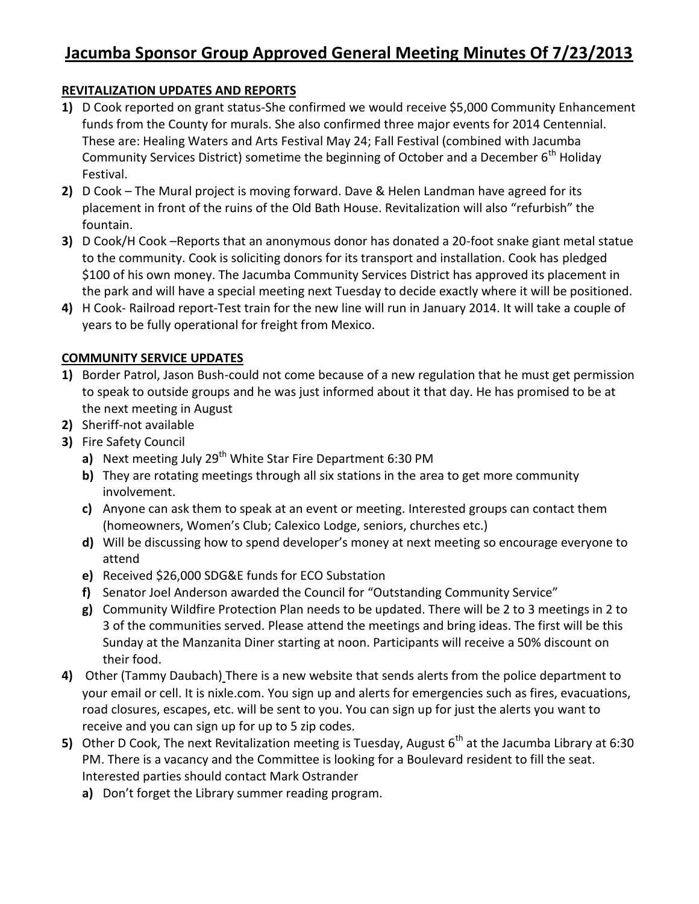# Jacumba Sponsor Group Approved General Meeting Minutes Of 7/23/2013

**REVITALIZATION UPDATES AND REPORTS**

1) D Cook reported on grant status-She confirmed we would receive $5,000 Community Enhancement funds from the County for murals. She also confirmed three major events for 2014 Centennial. These are: Healing Waters and Arts Festival May 24; Fall Festival (combined with Jacumba Community Services District) sometime the beginning of October and a December 6th Holiday Festival.
2) D Cook – The Mural project is moving forward. Dave & Helen Landman have agreed for its placement in front of the ruins of the Old Bath House. Revitalization will also "refurbish" the fountain.
3) D Cook/H Cook –Reports that an anonymous donor has donated a 20-foot snake giant metal statue to the community. Cook is soliciting donors for its transport and installation. Cook has pledged $100 of his own money. The Jacumba Community Services District has approved its placement in the park and will have a special meeting next Tuesday to decide exactly where it will be positioned.
4) H Cook- Railroad report-Test train for the new line will run in January 2014. It will take a couple of years to be fully operational for freight from Mexico.

**COMMUNITY SERVICE UPDATES**

1) Border Patrol, Jason Bush-could not come because of a new regulation that he must get permission to speak to outside groups and he was just informed about it that day. He has promised to be at the next meeting in August
2) Sheriff-not available
3) Fire Safety Council
   a) Next meeting July 29th White Star Fire Department 6:30 PM
   b) They are rotating meetings through all six stations in the area to get more community involvement.
   c) Anyone can ask them to speak at an event or meeting. Interested groups can contact them (homeowners, Women's Club; Calexico Lodge, seniors, churches etc.)
   d) Will be discussing how to spend developer's money at next meeting so encourage everyone to attend
   e) Received $26,000 SDG&E funds for ECO Substation
   f) Senator Joel Anderson awarded the Council for "Outstanding Community Service"
   g) Community Wildfire Protection Plan needs to be updated. There will be 2 to 3 meetings in 2 to 3 of the communities served. Please attend the meetings and bring ideas. The first will be this Sunday at the Manzanita Diner starting at noon. Participants will receive a 50% discount on their food.
4) Other (Tammy Daubach) There is a new website that sends alerts from the police department to your email or cell. It is nixle.com. You sign up and alerts for emergencies such as fires, evacuations, road closures, escapes, etc. will be sent to you. You can sign up for just the alerts you want to receive and you can sign up for up to 5 zip codes.
5) Other D Cook, The next Revitalization meeting is Tuesday, August 6th at the Jacumba Library at 6:30 PM. There is a vacancy and the Committee is looking for a Boulevard resident to fill the seat. Interested parties should contact Mark Ostrander
   a) Don't forget the Library summer reading program.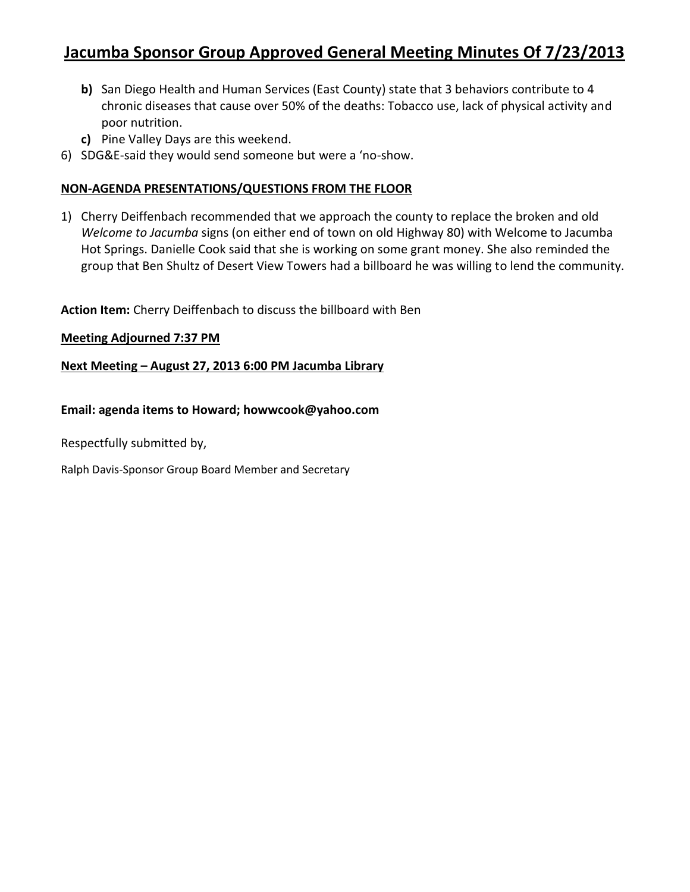b) San Diego Health and Human Services (East County) state that 3 behaviors contribute to 4 chronic diseases that cause over 50% of the deaths: Tobacco use, lack of physical activity and poor nutrition.

c) Pine Valley Days are this weekend.

6) SDG&E-said they would send someone but were a 'no-show.

**NON-AGENDA PRESENTATIONS/QUESTIONS FROM THE FLOOR**

1) Cherry Deiffenbach recommended that we approach the county to replace the broken and old *Welcome to Jacumba* signs (on either end of town on old Highway 80) with Welcome to Jacumba Hot Springs. Danielle Cook said that she is working on some grant money. She also reminded the group that Ben Shultz of Desert View Towers had a billboard he was willing to lend the community.

**Action Item:** Cherry Deiffenbach to discuss the billboard with Ben

**Meeting Adjourned 7:37 PM**

**Next Meeting – August 27, 2013 6:00 PM Jacumba Library**

**Email: agenda items to Howard; howwcook@yahoo.com**

Respectfully submitted by,

Ralph Davis-Sponsor Group Board Member and Secretary